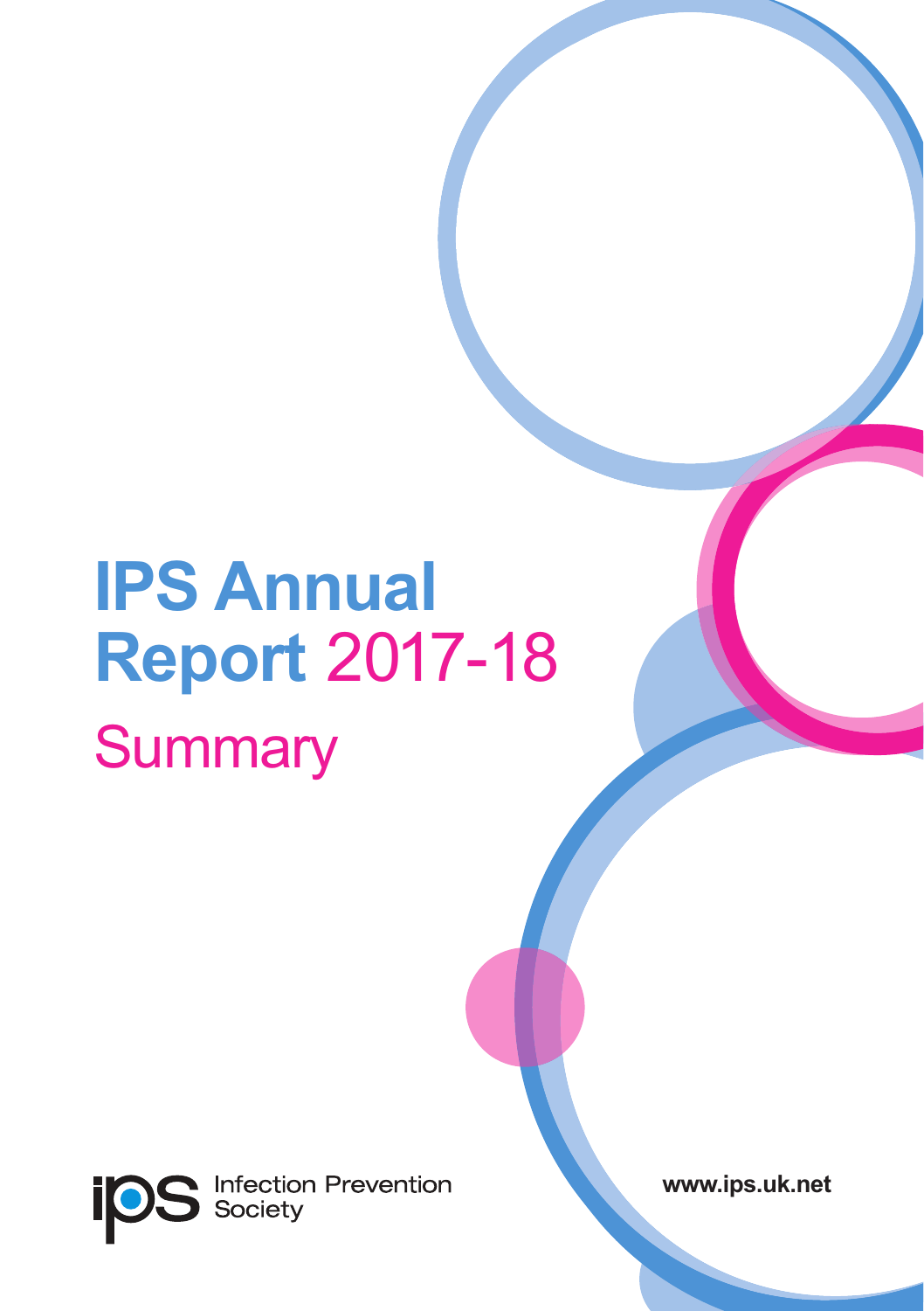# IPS Annual Report 2017-18

## Summary

Infection Prevention Society

www.ips.uk.net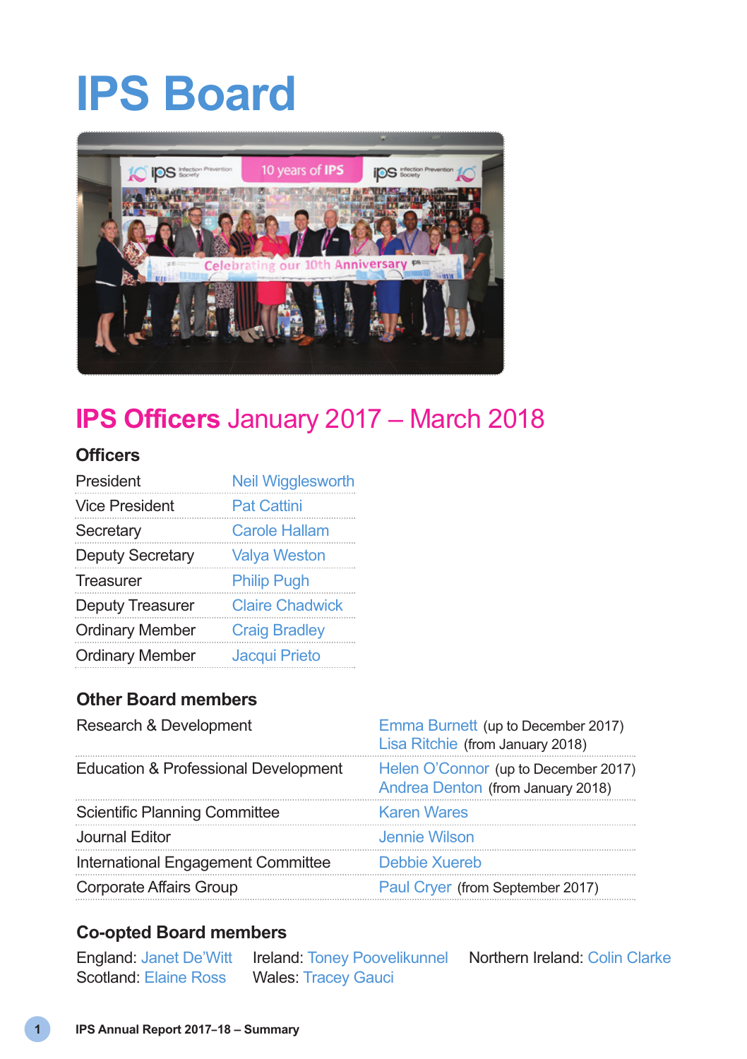# IPS Board

## IPS Officers January 2017 – March 2018

### Officers

| | |
|---|---|
| President | Neil Wigglesworth |
| Vice President | Pat Cattini |
| Secretary | Carole Hallam |
| Deputy Secretary | Valya Weston |
| Treasurer | Philip Pugh |
| Deputy Treasurer | Claire Chadwick |
| Ordinary Member | Craig Bradley |
| Ordinary Member | Jacqui Prieto |

### Other Board members

| | |
|---|---|
| Research & Development | Emma Burnett (up to December 2017)<br>Lisa Ritchie (from January 2018) |
| Education & Professional Development | Helen O'Connor (up to December 2017)<br>Andrea Denton (from January 2018) |
| Scientific Planning Committee | Karen Wares |
| Journal Editor | Jennie Wilson |
| International Engagement Committee | Debbie Xuereb |
| Corporate Affairs Group | Paul Cryer (from September 2017) |

### Co-opted Board members

England: Janet De'Witt
Scotland: Elaine Ross
Ireland: Toney Poovelikunnel
Wales: Tracey Gauci
Northern Ireland: Colin Clarke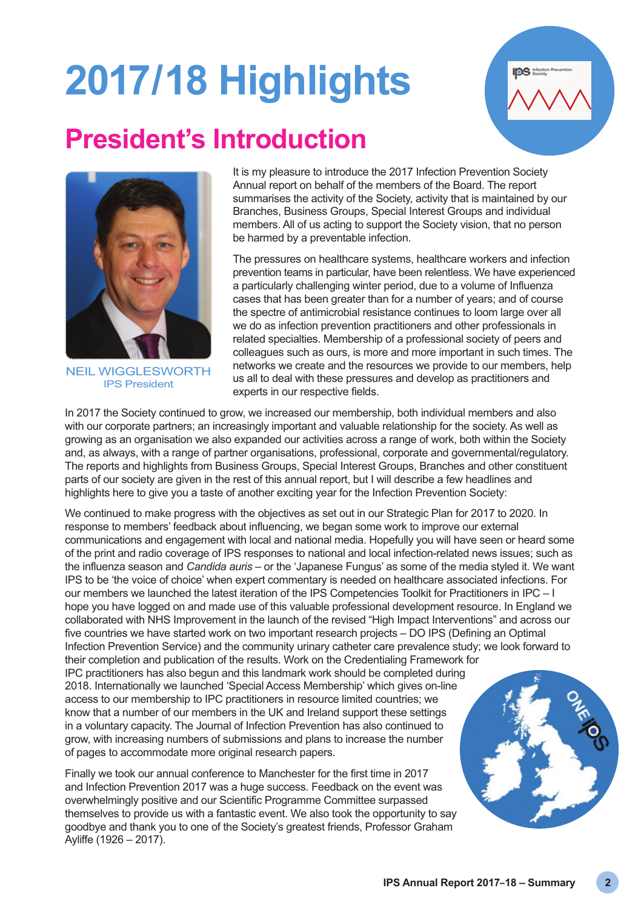# 2017/18 Highlights

## President's Introduction

NEIL WIGGLESWORTH
IPS President

It is my pleasure to introduce the 2017 Infection Prevention Society Annual report on behalf of the members of the Board. The report summarises the activity of the Society, activity that is maintained by our Branches, Business Groups, Special Interest Groups and individual members. All of us acting to support the Society vision, that no person be harmed by a preventable infection.

The pressures on healthcare systems, healthcare workers and infection prevention teams in particular, have been relentless. We have experienced a particularly challenging winter period, due to a volume of Influenza cases that has been greater than for a number of years; and of course the spectre of antimicrobial resistance continues to loom large over all we do as infection prevention practitioners and other professionals in related specialties. Membership of a professional society of peers and colleagues such as ours, is more and more important in such times. The networks we create and the resources we provide to our members, help us all to deal with these pressures and develop as practitioners and experts in our respective fields.

In 2017 the Society continued to grow, we increased our membership, both individual members and also with our corporate partners; an increasingly important and valuable relationship for the society. As well as growing as an organisation we also expanded our activities across a range of work, both within the Society and, as always, with a range of partner organisations, professional, corporate and governmental/regulatory. The reports and highlights from Business Groups, Special Interest Groups, Branches and other constituent parts of our society are given in the rest of this annual report, but I will describe a few headlines and highlights here to give you a taste of another exciting year for the Infection Prevention Society:

We continued to make progress with the objectives as set out in our Strategic Plan for 2017 to 2020. In response to members' feedback about influencing, we began some work to improve our external communications and engagement with local and national media. Hopefully you will have seen or heard some of the print and radio coverage of IPS responses to national and local infection-related news issues; such as the influenza season and *Candida auris* – or the 'Japanese Fungus' as some of the media styled it. We want IPS to be 'the voice of choice' when expert commentary is needed on healthcare associated infections. For our members we launched the latest iteration of the IPS Competencies Toolkit for Practitioners in IPC – I hope you have logged on and made use of this valuable professional development resource. In England we collaborated with NHS Improvement in the launch of the revised "High Impact Interventions" and across our five countries we have started work on two important research projects – DO IPS (Defining an Optimal Infection Prevention Service) and the community urinary catheter care prevalence study; we look forward to their completion and publication of the results. Work on the Credentialing Framework for IPC practitioners has also begun and this landmark work should be completed during 2018. Internationally we launched 'Special Access Membership' which gives on-line access to our membership to IPC practitioners in resource limited countries; we know that a number of our members in the UK and Ireland support these settings in a voluntary capacity. The Journal of Infection Prevention has also continued to grow, with increasing numbers of submissions and plans to increase the number of pages to accommodate more original research papers.

Finally we took our annual conference to Manchester for the first time in 2017 and Infection Prevention 2017 was a huge success. Feedback on the event was overwhelmingly positive and our Scientific Programme Committee surpassed themselves to provide us with a fantastic event. We also took the opportunity to say goodbye and thank you to one of the Society's greatest friends, Professor Graham Ayliffe (1926 – 2017).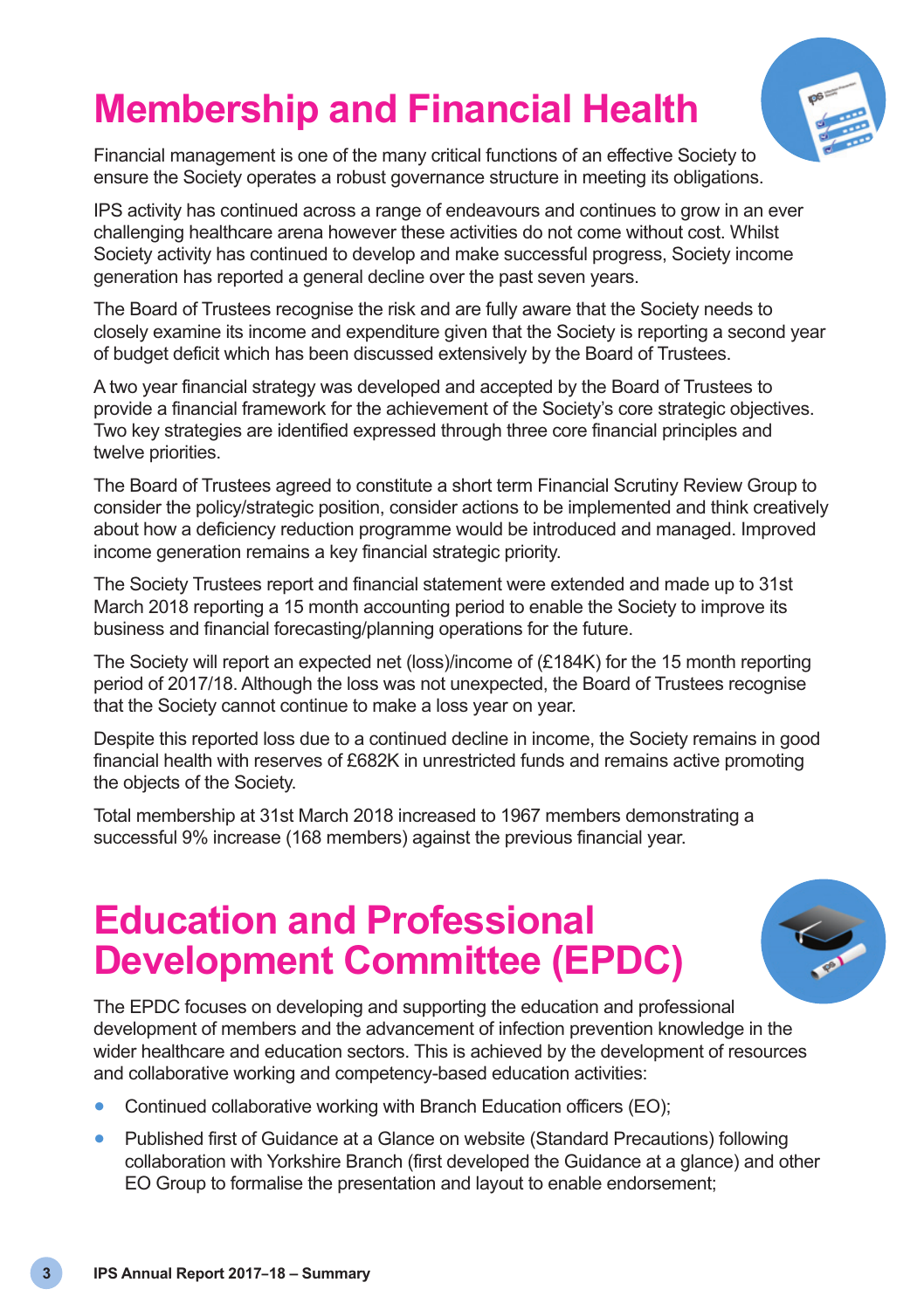# Membership and Financial Health

Financial management is one of the many critical functions of an effective Society to ensure the Society operates a robust governance structure in meeting its obligations.

IPS activity has continued across a range of endeavours and continues to grow in an ever challenging healthcare arena however these activities do not come without cost. Whilst Society activity has continued to develop and make successful progress, Society income generation has reported a general decline over the past seven years.

The Board of Trustees recognise the risk and are fully aware that the Society needs to closely examine its income and expenditure given that the Society is reporting a second year of budget deficit which has been discussed extensively by the Board of Trustees.

A two year financial strategy was developed and accepted by the Board of Trustees to provide a financial framework for the achievement of the Society's core strategic objectives. Two key strategies are identified expressed through three core financial principles and twelve priorities.

The Board of Trustees agreed to constitute a short term Financial Scrutiny Review Group to consider the policy/strategic position, consider actions to be implemented and think creatively about how a deficiency reduction programme would be introduced and managed. Improved income generation remains a key financial strategic priority.

The Society Trustees report and financial statement were extended and made up to 31st March 2018 reporting a 15 month accounting period to enable the Society to improve its business and financial forecasting/planning operations for the future.

The Society will report an expected net (loss)/income of (£184K) for the 15 month reporting period of 2017/18. Although the loss was not unexpected, the Board of Trustees recognise that the Society cannot continue to make a loss year on year.

Despite this reported loss due to a continued decline in income, the Society remains in good financial health with reserves of £682K in unrestricted funds and remains active promoting the objects of the Society.

Total membership at 31st March 2018 increased to 1967 members demonstrating a successful 9% increase (168 members) against the previous financial year.

# Education and Professional Development Committee (EPDC)

The EPDC focuses on developing and supporting the education and professional development of members and the advancement of infection prevention knowledge in the wider healthcare and education sectors. This is achieved by the development of resources and collaborative working and competency-based education activities:

- Continued collaborative working with Branch Education officers (EO);
- Published first of Guidance at a Glance on website (Standard Precautions) following collaboration with Yorkshire Branch (first developed the Guidance at a glance) and other EO Group to formalise the presentation and layout to enable endorsement;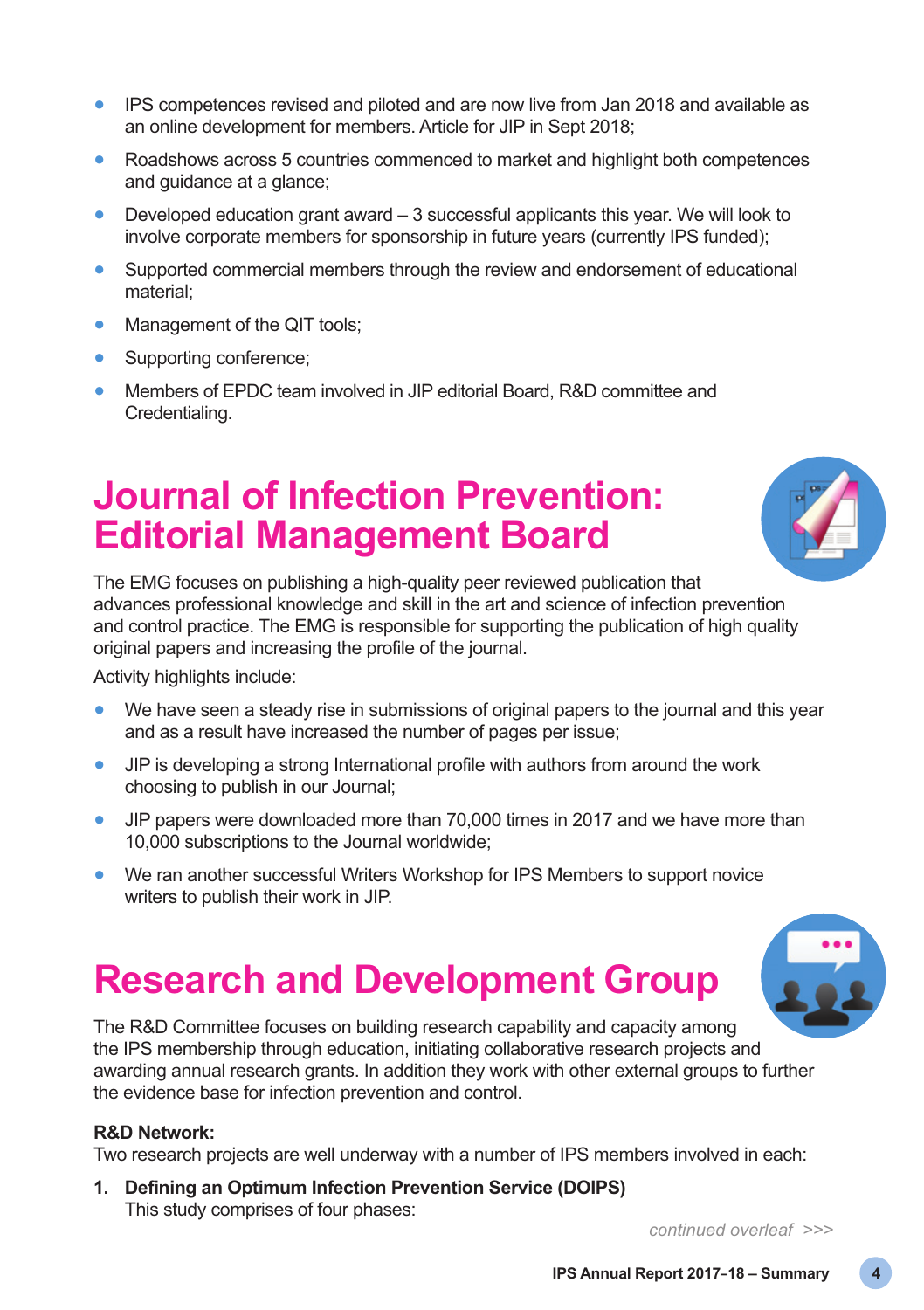- IPS competences revised and piloted and are now live from Jan 2018 and available as an online development for members. Article for JIP in Sept 2018;
- Roadshows across 5 countries commenced to market and highlight both competences and guidance at a glance;
- Developed education grant award – 3 successful applicants this year. We will look to involve corporate members for sponsorship in future years (currently IPS funded);
- Supported commercial members through the review and endorsement of educational material;
- Management of the QIT tools;
- Supporting conference;
- Members of EPDC team involved in JIP editorial Board, R&D committee and Credentialing.

# Journal of Infection Prevention: Editorial Management Board

The EMG focuses on publishing a high-quality peer reviewed publication that advances professional knowledge and skill in the art and science of infection prevention and control practice. The EMG is responsible for supporting the publication of high quality original papers and increasing the profile of the journal.

Activity highlights include:

- We have seen a steady rise in submissions of original papers to the journal and this year and as a result have increased the number of pages per issue;
- JIP is developing a strong International profile with authors from around the work choosing to publish in our Journal;
- JIP papers were downloaded more than 70,000 times in 2017 and we have more than 10,000 subscriptions to the Journal worldwide;
- We ran another successful Writers Workshop for IPS Members to support novice writers to publish their work in JIP.

# Research and Development Group

The R&D Committee focuses on building research capability and capacity among the IPS membership through education, initiating collaborative research projects and awarding annual research grants. In addition they work with other external groups to further the evidence base for infection prevention and control.

**R&D Network:**
Two research projects are well underway with a number of IPS members involved in each:

1. **Defining an Optimum Infection Prevention Service (DOIPS)**
   This study comprises of four phases:

*continued overleaf >>>*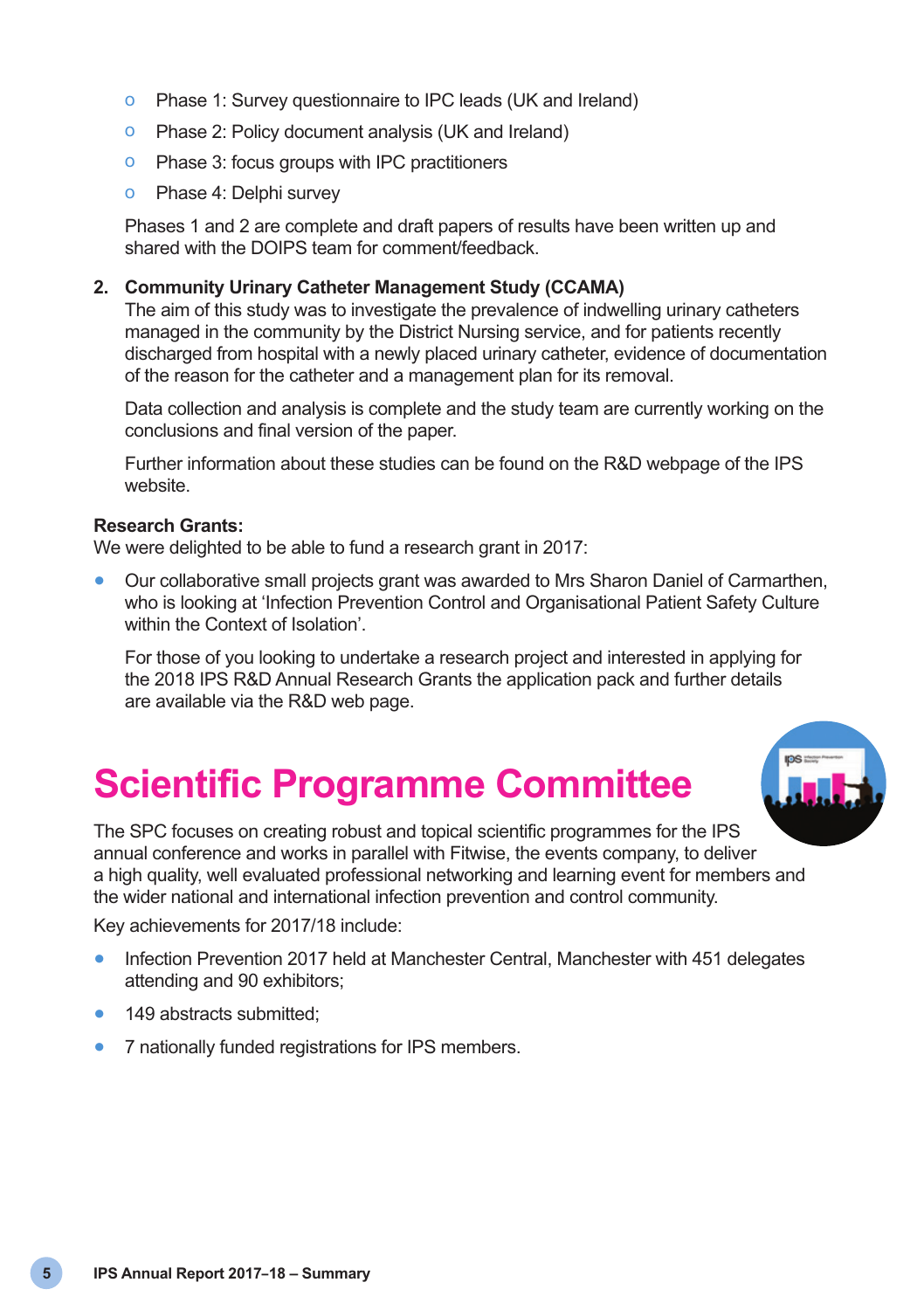- Phase 1: Survey questionnaire to IPC leads (UK and Ireland)
- Phase 2: Policy document analysis (UK and Ireland)
- Phase 3: focus groups with IPC practitioners
- Phase 4: Delphi survey

Phases 1 and 2 are complete and draft papers of results have been written up and shared with the DOIPS team for comment/feedback.

2. **Community Urinary Catheter Management Study (CCAMA)**
   The aim of this study was to investigate the prevalence of indwelling urinary catheters managed in the community by the District Nursing service, and for patients recently discharged from hospital with a newly placed urinary catheter, evidence of documentation of the reason for the catheter and a management plan for its removal.

   Data collection and analysis is complete and the study team are currently working on the conclusions and final version of the paper.

   Further information about these studies can be found on the R&D webpage of the IPS website.

**Research Grants:**
We were delighted to be able to fund a research grant in 2017:

- Our collaborative small projects grant was awarded to Mrs Sharon Daniel of Carmarthen, who is looking at 'Infection Prevention Control and Organisational Patient Safety Culture within the Context of Isolation'.

  For those of you looking to undertake a research project and interested in applying for the 2018 IPS R&D Annual Research Grants the application pack and further details are available via the R&D web page.

# Scientific Programme Committee

The SPC focuses on creating robust and topical scientific programmes for the IPS annual conference and works in parallel with Fitwise, the events company, to deliver a high quality, well evaluated professional networking and learning event for members and the wider national and international infection prevention and control community.

Key achievements for 2017/18 include:

- Infection Prevention 2017 held at Manchester Central, Manchester with 451 delegates attending and 90 exhibitors;
- 149 abstracts submitted;
- 7 nationally funded registrations for IPS members.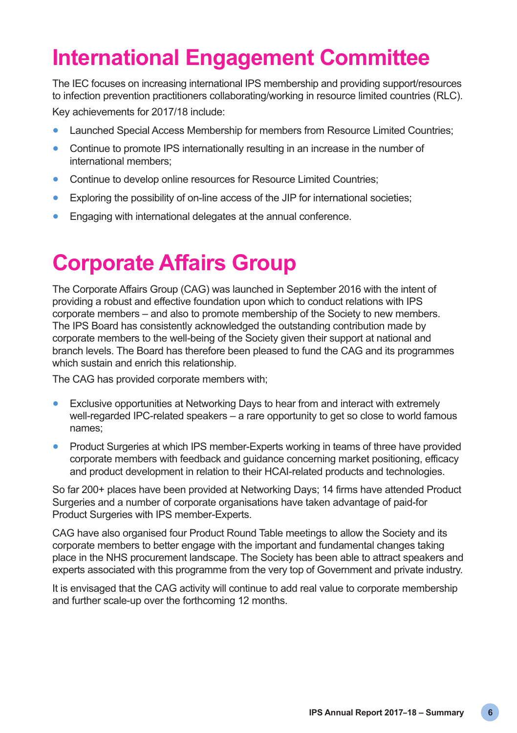# International Engagement Committee

The IEC focuses on increasing international IPS membership and providing support/resources to infection prevention practitioners collaborating/working in resource limited countries (RLC).

Key achievements for 2017/18 include:

- Launched Special Access Membership for members from Resource Limited Countries;
- Continue to promote IPS internationally resulting in an increase in the number of international members;
- Continue to develop online resources for Resource Limited Countries;
- Exploring the possibility of on-line access of the JIP for international societies;
- Engaging with international delegates at the annual conference.

# Corporate Affairs Group

The Corporate Affairs Group (CAG) was launched in September 2016 with the intent of providing a robust and effective foundation upon which to conduct relations with IPS corporate members – and also to promote membership of the Society to new members. The IPS Board has consistently acknowledged the outstanding contribution made by corporate members to the well-being of the Society given their support at national and branch levels. The Board has therefore been pleased to fund the CAG and its programmes which sustain and enrich this relationship.

The CAG has provided corporate members with;

- Exclusive opportunities at Networking Days to hear from and interact with extremely well-regarded IPC-related speakers – a rare opportunity to get so close to world famous names;
- Product Surgeries at which IPS member-Experts working in teams of three have provided corporate members with feedback and guidance concerning market positioning, efficacy and product development in relation to their HCAI-related products and technologies.

So far 200+ places have been provided at Networking Days; 14 firms have attended Product Surgeries and a number of corporate organisations have taken advantage of paid-for Product Surgeries with IPS member-Experts.

CAG have also organised four Product Round Table meetings to allow the Society and its corporate members to better engage with the important and fundamental changes taking place in the NHS procurement landscape. The Society has been able to attract speakers and experts associated with this programme from the very top of Government and private industry.

It is envisaged that the CAG activity will continue to add real value to corporate membership and further scale-up over the forthcoming 12 months.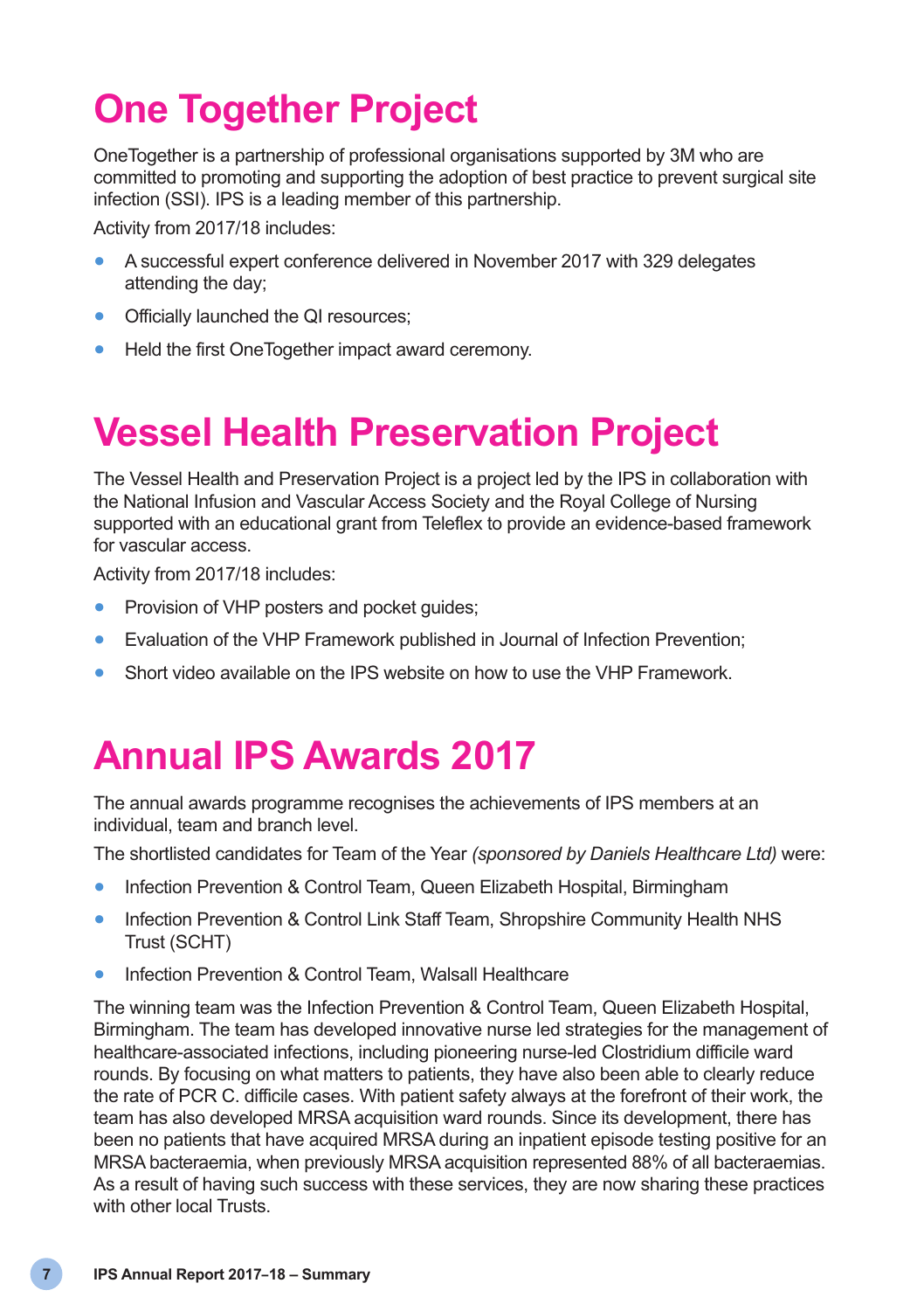# One Together Project

OneTogether is a partnership of professional organisations supported by 3M who are committed to promoting and supporting the adoption of best practice to prevent surgical site infection (SSI). IPS is a leading member of this partnership.

Activity from 2017/18 includes:

- A successful expert conference delivered in November 2017 with 329 delegates attending the day;
- Officially launched the QI resources;
- Held the first OneTogether impact award ceremony.

# Vessel Health Preservation Project

The Vessel Health and Preservation Project is a project led by the IPS in collaboration with the National Infusion and Vascular Access Society and the Royal College of Nursing supported with an educational grant from Teleflex to provide an evidence-based framework for vascular access.

Activity from 2017/18 includes:

- Provision of VHP posters and pocket guides;
- Evaluation of the VHP Framework published in Journal of Infection Prevention;
- Short video available on the IPS website on how to use the VHP Framework.

# Annual IPS Awards 2017

The annual awards programme recognises the achievements of IPS members at an individual, team and branch level.

The shortlisted candidates for Team of the Year *(sponsored by Daniels Healthcare Ltd)* were:

- Infection Prevention & Control Team, Queen Elizabeth Hospital, Birmingham
- Infection Prevention & Control Link Staff Team, Shropshire Community Health NHS Trust (SCHT)
- Infection Prevention & Control Team, Walsall Healthcare

The winning team was the Infection Prevention & Control Team, Queen Elizabeth Hospital, Birmingham. The team has developed innovative nurse led strategies for the management of healthcare-associated infections, including pioneering nurse-led Clostridium difficile ward rounds. By focusing on what matters to patients, they have also been able to clearly reduce the rate of PCR C. difficile cases. With patient safety always at the forefront of their work, the team has also developed MRSA acquisition ward rounds. Since its development, there has been no patients that have acquired MRSA during an inpatient episode testing positive for an MRSA bacteraemia, when previously MRSA acquisition represented 88% of all bacteraemias. As a result of having such success with these services, they are now sharing these practices with other local Trusts.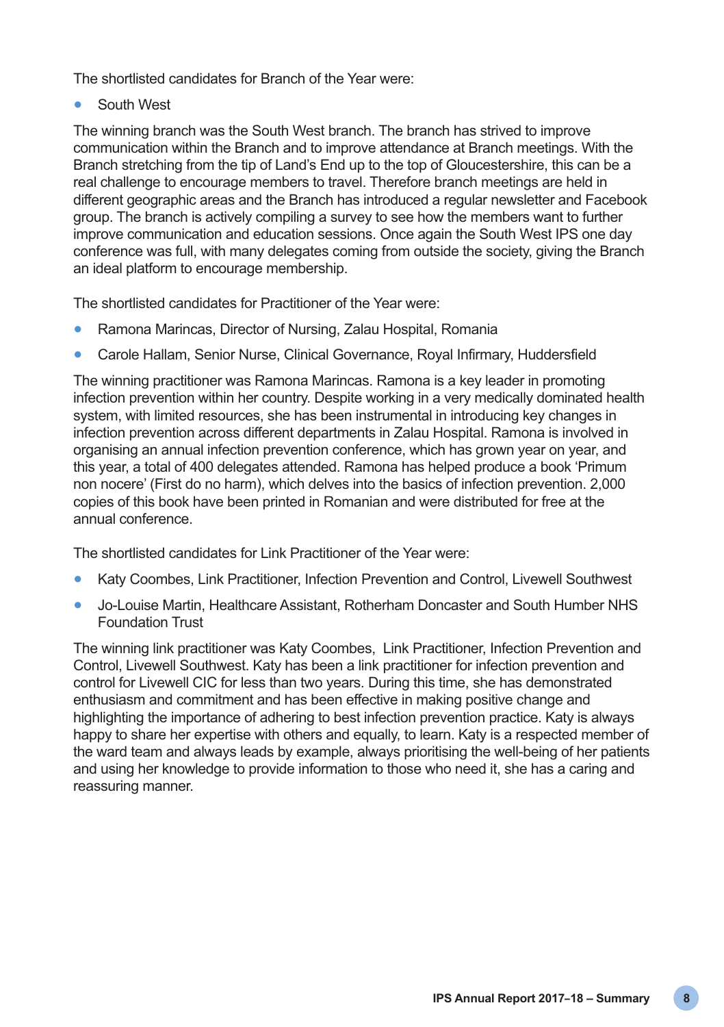The shortlisted candidates for Branch of the Year were:

- South West

The winning branch was the South West branch. The branch has strived to improve communication within the Branch and to improve attendance at Branch meetings. With the Branch stretching from the tip of Land's End up to the top of Gloucestershire, this can be a real challenge to encourage members to travel. Therefore branch meetings are held in different geographic areas and the Branch has introduced a regular newsletter and Facebook group. The branch is actively compiling a survey to see how the members want to further improve communication and education sessions. Once again the South West IPS one day conference was full, with many delegates coming from outside the society, giving the Branch an ideal platform to encourage membership.

The shortlisted candidates for Practitioner of the Year were:

- Ramona Marincas, Director of Nursing, Zalau Hospital, Romania
- Carole Hallam, Senior Nurse, Clinical Governance, Royal Infirmary, Huddersfield

The winning practitioner was Ramona Marincas. Ramona is a key leader in promoting infection prevention within her country. Despite working in a very medically dominated health system, with limited resources, she has been instrumental in introducing key changes in infection prevention across different departments in Zalau Hospital. Ramona is involved in organising an annual infection prevention conference, which has grown year on year, and this year, a total of 400 delegates attended. Ramona has helped produce a book 'Primum non nocere' (First do no harm), which delves into the basics of infection prevention. 2,000 copies of this book have been printed in Romanian and were distributed for free at the annual conference.

The shortlisted candidates for Link Practitioner of the Year were:

- Katy Coombes, Link Practitioner, Infection Prevention and Control, Livewell Southwest
- Jo-Louise Martin, Healthcare Assistant, Rotherham Doncaster and South Humber NHS Foundation Trust

The winning link practitioner was Katy Coombes, Link Practitioner, Infection Prevention and Control, Livewell Southwest. Katy has been a link practitioner for infection prevention and control for Livewell CIC for less than two years. During this time, she has demonstrated enthusiasm and commitment and has been effective in making positive change and highlighting the importance of adhering to best infection prevention practice. Katy is always happy to share her expertise with others and equally, to learn. Katy is a respected member of the ward team and always leads by example, always prioritising the well-being of her patients and using her knowledge to provide information to those who need it, she has a caring and reassuring manner.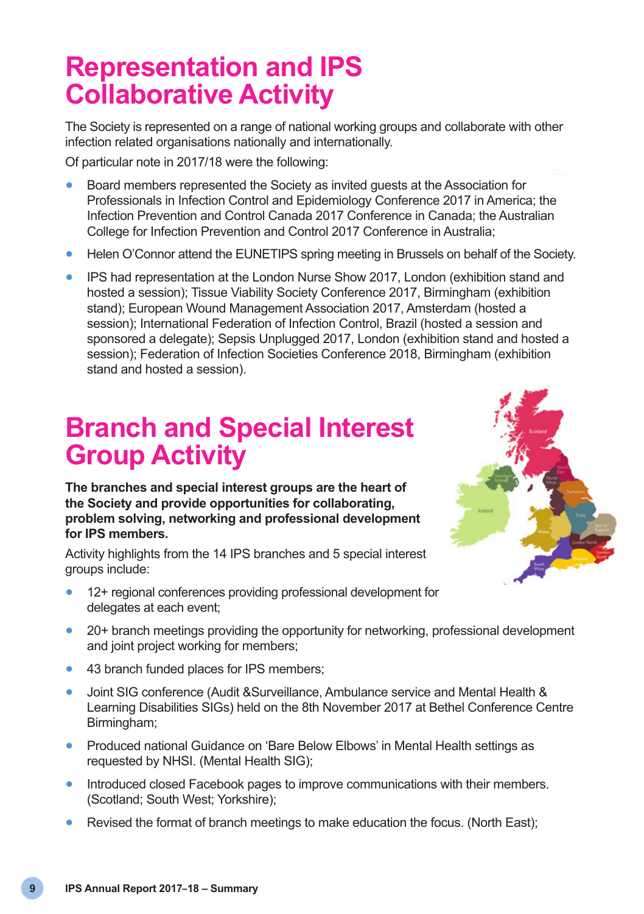# Representation and IPS Collaborative Activity

The Society is represented on a range of national working groups and collaborate with other infection related organisations nationally and internationally.

Of particular note in 2017/18 were the following:

- Board members represented the Society as invited guests at the Association for Professionals in Infection Control and Epidemiology Conference 2017 in America; the Infection Prevention and Control Canada 2017 Conference in Canada; the Australian College for Infection Prevention and Control 2017 Conference in Australia;
- Helen O'Connor attend the EUNETIPS spring meeting in Brussels on behalf of the Society.
- IPS had representation at the London Nurse Show 2017, London (exhibition stand and hosted a session); Tissue Viability Society Conference 2017, Birmingham (exhibition stand); European Wound Management Association 2017, Amsterdam (hosted a session); International Federation of Infection Control, Brazil (hosted a session and sponsored a delegate); Sepsis Unplugged 2017, London (exhibition stand and hosted a session); Federation of Infection Societies Conference 2018, Birmingham (exhibition stand and hosted a session).

# Branch and Special Interest Group Activity

**The branches and special interest groups are the heart of the Society and provide opportunities for collaborating, problem solving, networking and professional development for IPS members.**

Activity highlights from the 14 IPS branches and 5 special interest groups include:

- 12+ regional conferences providing professional development for delegates at each event;
- 20+ branch meetings providing the opportunity for networking, professional development and joint project working for members;
- 43 branch funded places for IPS members;
- Joint SIG conference (Audit &Surveillance, Ambulance service and Mental Health & Learning Disabilities SIGs) held on the 8th November 2017 at Bethel Conference Centre Birmingham;
- Produced national Guidance on 'Bare Below Elbows' in Mental Health settings as requested by NHSI. (Mental Health SIG);
- Introduced closed Facebook pages to improve communications with their members. (Scotland; South West; Yorkshire);
- Revised the format of branch meetings to make education the focus. (North East);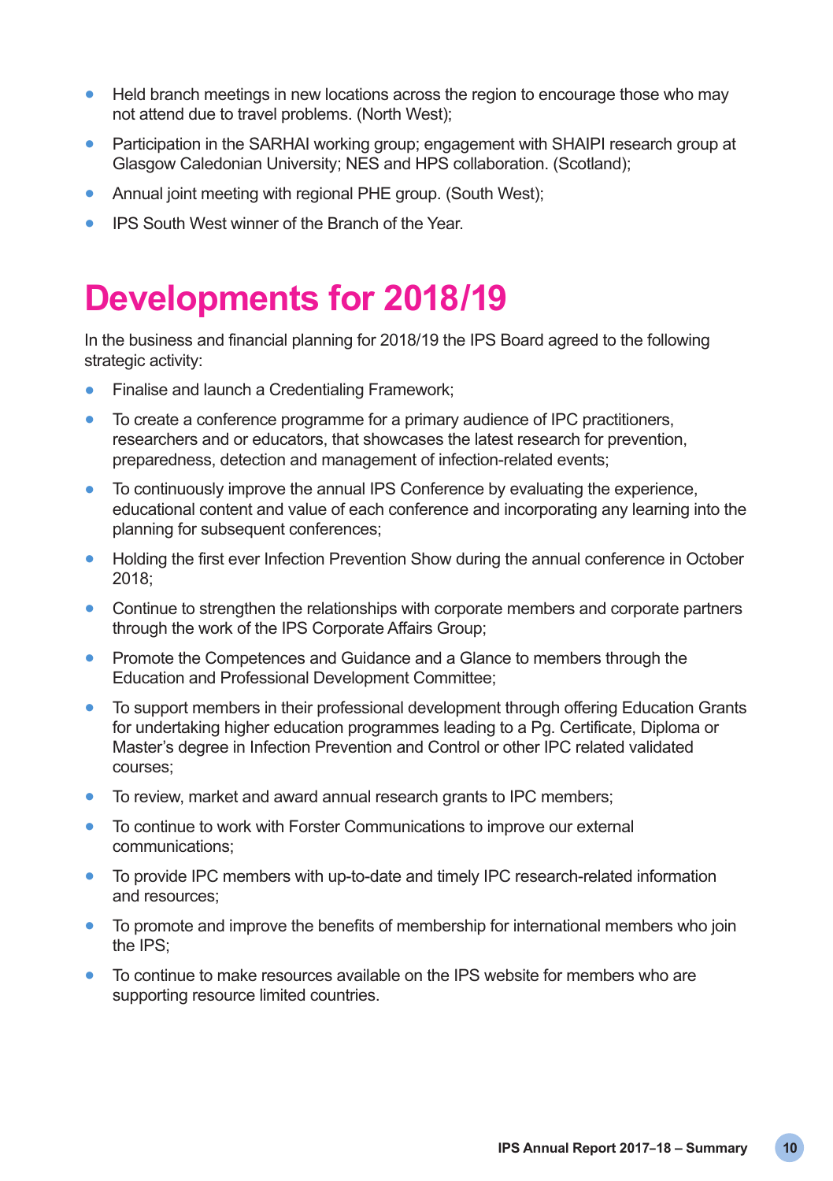- Held branch meetings in new locations across the region to encourage those who may not attend due to travel problems. (North West);
- Participation in the SARHAI working group; engagement with SHAIPI research group at Glasgow Caledonian University; NES and HPS collaboration. (Scotland);
- Annual joint meeting with regional PHE group. (South West);
- IPS South West winner of the Branch of the Year.

# Developments for 2018/19

In the business and financial planning for 2018/19 the IPS Board agreed to the following strategic activity:

- Finalise and launch a Credentialing Framework;
- To create a conference programme for a primary audience of IPC practitioners, researchers and or educators, that showcases the latest research for prevention, preparedness, detection and management of infection-related events;
- To continuously improve the annual IPS Conference by evaluating the experience, educational content and value of each conference and incorporating any learning into the planning for subsequent conferences;
- Holding the first ever Infection Prevention Show during the annual conference in October 2018;
- Continue to strengthen the relationships with corporate members and corporate partners through the work of the IPS Corporate Affairs Group;
- Promote the Competences and Guidance and a Glance to members through the Education and Professional Development Committee;
- To support members in their professional development through offering Education Grants for undertaking higher education programmes leading to a Pg. Certificate, Diploma or Master's degree in Infection Prevention and Control or other IPC related validated courses;
- To review, market and award annual research grants to IPC members;
- To continue to work with Forster Communications to improve our external communications;
- To provide IPC members with up-to-date and timely IPC research-related information and resources;
- To promote and improve the benefits of membership for international members who join the IPS;
- To continue to make resources available on the IPS website for members who are supporting resource limited countries.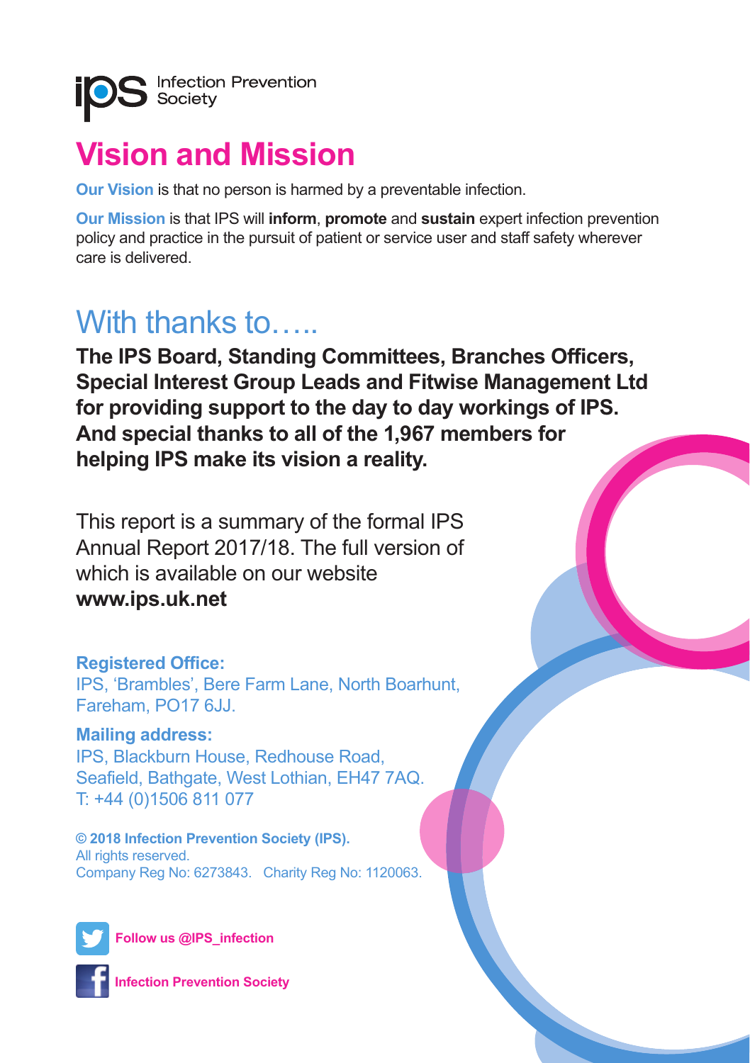ips Infection Prevention Society

# Vision and Mission

**Our Vision** is that no person is harmed by a preventable infection.

**Our Mission** is that IPS will **inform**, **promote** and **sustain** expert infection prevention policy and practice in the pursuit of patient or service user and staff safety wherever care is delivered.

# With thanks to…..

**The IPS Board, Standing Committees, Branches Officers, Special Interest Group Leads and Fitwise Management Ltd for providing support to the day to day workings of IPS. And special thanks to all of the 1,967 members for helping IPS make its vision a reality.**

This report is a summary of the formal IPS Annual Report 2017/18. The full version of which is available on our website **www.ips.uk.net**

**Registered Office:**
IPS, 'Brambles', Bere Farm Lane, North Boarhunt, Fareham, PO17 6JJ.

**Mailing address:**
IPS, Blackburn House, Redhouse Road, Seafield, Bathgate, West Lothian, EH47 7AQ.
T: +44 (0)1506 811 077

**© 2018 Infection Prevention Society (IPS).**
All rights reserved.
Company Reg No: 6273843. Charity Reg No: 1120063.

**Follow us @IPS_infection**

**Infection Prevention Society**